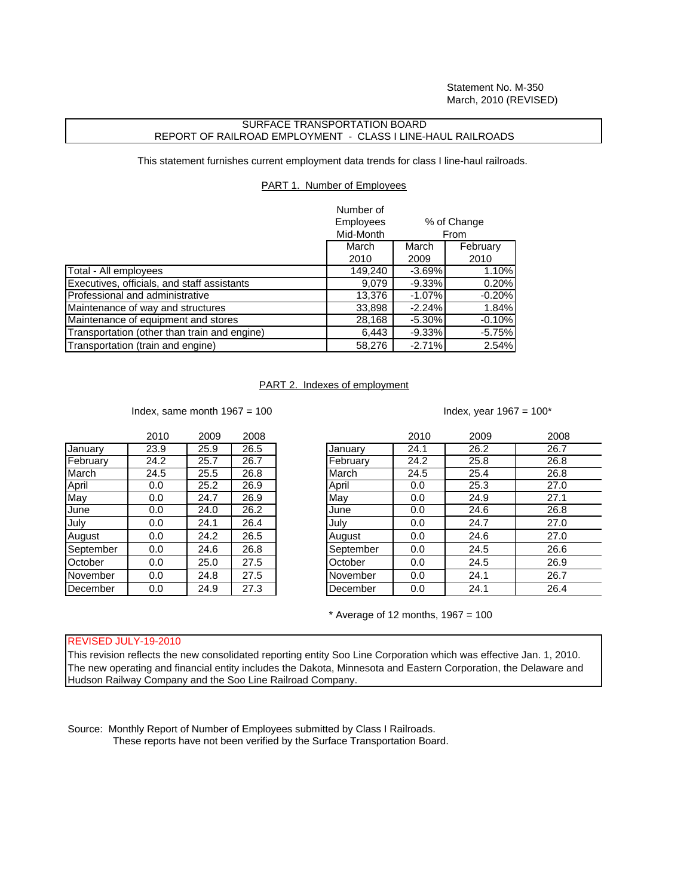Statement No. M-350
March, 2010 (REVISED)

## SURFACE TRANSPORTATION BOARD
## REPORT OF RAILROAD EMPLOYMENT - CLASS I LINE-HAUL RAILROADS

This statement furnishes current employment data trends for class I line-haul railroads.

### PART 1. Number of Employees

| | Number of Employees Mid-Month | % of Change From | |
|---|---|---|---|
| | March 2010 | March 2009 | February 2010 |
| Total - All employees | 149,240 | -3.69% | 1.10% |
| Executives, officials, and staff assistants | 9,079 | -9.33% | 0.20% |
| Professional and administrative | 13,376 | -1.07% | -0.20% |
| Maintenance of way and structures | 33,898 | -2.24% | 1.84% |
| Maintenance of equipment and stores | 28,168 | -5.30% | -0.10% |
| Transportation (other than train and engine) | 6,443 | -9.33% | -5.75% |
| Transportation (train and engine) | 58,276 | -2.71% | 2.54% |

### PART 2. Indexes of employment

Index, same month 1967 = 100

| | 2010 | 2009 | 2008 |
|---|---|---|---|
| January | 23.9 | 25.9 | 26.5 |
| February | 24.2 | 25.7 | 26.7 |
| March | 24.5 | 25.5 | 26.8 |
| April | 0.0 | 25.2 | 26.9 |
| May | 0.0 | 24.7 | 26.9 |
| June | 0.0 | 24.0 | 26.2 |
| July | 0.0 | 24.1 | 26.4 |
| August | 0.0 | 24.2 | 26.5 |
| September | 0.0 | 24.6 | 26.8 |
| October | 0.0 | 25.0 | 27.5 |
| November | 0.0 | 24.8 | 27.5 |
| December | 0.0 | 24.9 | 27.3 |

Index, year 1967 = 100*

| | 2010 | 2009 | 2008 |
|---|---|---|---|
| January | 24.1 | 26.2 | 26.7 |
| February | 24.2 | 25.8 | 26.8 |
| March | 24.5 | 25.4 | 26.8 |
| April | 0.0 | 25.3 | 27.0 |
| May | 0.0 | 24.9 | 27.1 |
| June | 0.0 | 24.6 | 26.8 |
| July | 0.0 | 24.7 | 27.0 |
| August | 0.0 | 24.6 | 27.0 |
| September | 0.0 | 24.5 | 26.6 |
| October | 0.0 | 24.5 | 26.9 |
| November | 0.0 | 24.1 | 26.7 |
| December | 0.0 | 24.1 | 26.4 |

* Average of 12 months, 1967 = 100

REVISED JULY-19-2010
This revision reflects the new consolidated reporting entity Soo Line Corporation which was effective Jan. 1, 2010. The new operating and financial entity includes the Dakota, Minnesota and Eastern Corporation, the Delaware and Hudson Railway Company and the Soo Line Railroad Company.

Source: Monthly Report of Number of Employees submitted by Class I Railroads.
These reports have not been verified by the Surface Transportation Board.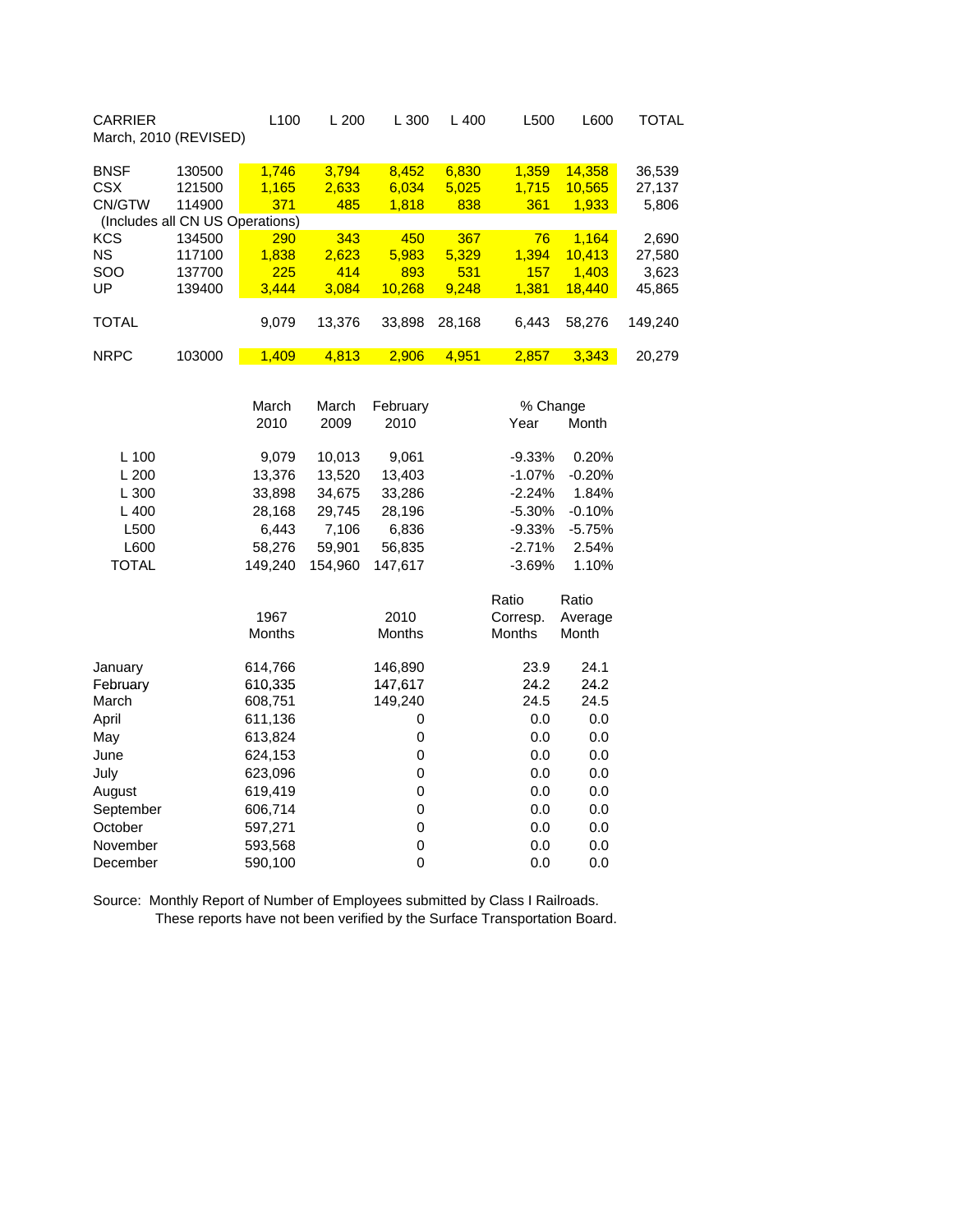| CARRIER | | L100 | L 200 | L 300 | L 400 | L500 | L600 | TOTAL |
|---|---|---|---|---|---|---|---|---|
| March, 2010 (REVISED) | | | | | | | | |
| BNSF | 130500 | 1,746 | 3,794 | 8,452 | 6,830 | 1,359 | 14,358 | 36,539 |
| CSX | 121500 | 1,165 | 2,633 | 6,034 | 5,025 | 1,715 | 10,565 | 27,137 |
| CN/GTW | 114900 | 371 | 485 | 1,818 | 838 | 361 | 1,933 | 5,806 |
| (Includes all CN US Operations) | | | | | | | | |
| KCS | 134500 | 290 | 343 | 450 | 367 | 76 | 1,164 | 2,690 |
| NS | 117100 | 1,838 | 2,623 | 5,983 | 5,329 | 1,394 | 10,413 | 27,580 |
| SOO | 137700 | 225 | 414 | 893 | 531 | 157 | 1,403 | 3,623 |
| UP | 139400 | 3,444 | 3,084 | 10,268 | 9,248 | 1,381 | 18,440 | 45,865 |
| TOTAL | | 9,079 | 13,376 | 33,898 | 28,168 | 6,443 | 58,276 | 149,240 |
| NRPC | 103000 | 1,409 | 4,813 | 2,906 | 4,951 | 2,857 | 3,343 | 20,279 |

| | March 2010 | March 2009 | February 2010 | % Change Year | % Change Month |
|---|---|---|---|---|---|
| L 100 | 9,079 | 10,013 | 9,061 | -9.33% | 0.20% |
| L 200 | 13,376 | 13,520 | 13,403 | -1.07% | -0.20% |
| L 300 | 33,898 | 34,675 | 33,286 | -2.24% | 1.84% |
| L 400 | 28,168 | 29,745 | 28,196 | -5.30% | -0.10% |
| L500 | 6,443 | 7,106 | 6,836 | -9.33% | -5.75% |
| L600 | 58,276 | 59,901 | 56,835 | -2.71% | 2.54% |
| TOTAL | 149,240 | 154,960 | 147,617 | -3.69% | 1.10% |

| | 1967 Months | 2010 Months | Ratio Corresp. Months | Ratio Average Month |
|---|---|---|---|---|
| January | 614,766 | 146,890 | 23.9 | 24.1 |
| February | 610,335 | 147,617 | 24.2 | 24.2 |
| March | 608,751 | 149,240 | 24.5 | 24.5 |
| April | 611,136 | 0 | 0.0 | 0.0 |
| May | 613,824 | 0 | 0.0 | 0.0 |
| June | 624,153 | 0 | 0.0 | 0.0 |
| July | 623,096 | 0 | 0.0 | 0.0 |
| August | 619,419 | 0 | 0.0 | 0.0 |
| September | 606,714 | 0 | 0.0 | 0.0 |
| October | 597,271 | 0 | 0.0 | 0.0 |
| November | 593,568 | 0 | 0.0 | 0.0 |
| December | 590,100 | 0 | 0.0 | 0.0 |

Source: Monthly Report of Number of Employees submitted by Class I Railroads.
These reports have not been verified by the Surface Transportation Board.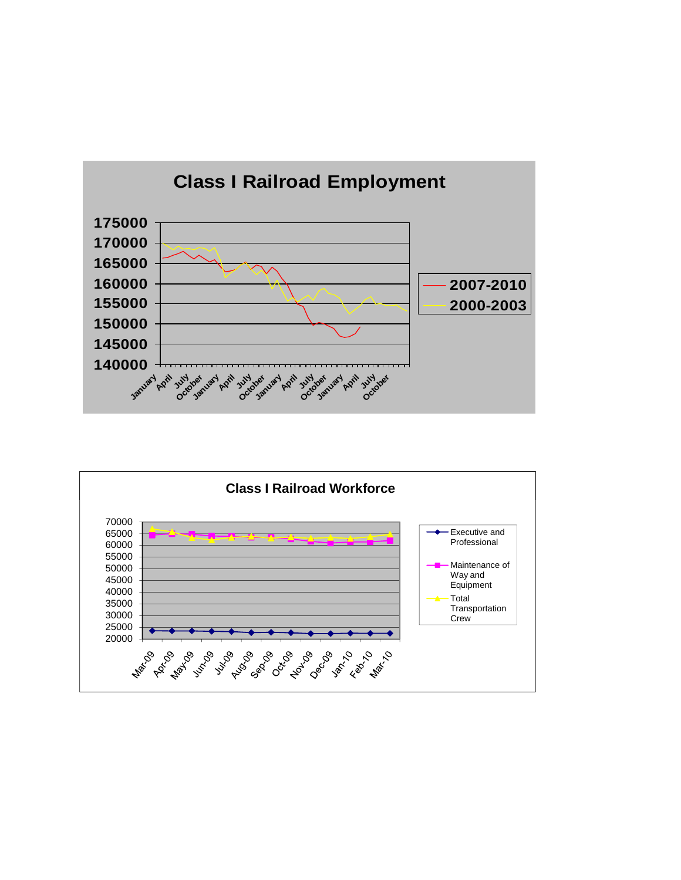Class I Railroad Employment

175000
170000
165000
160000
155000
150000
145000
140000

January
April
July
October
January
April
July
October
January
April
July
October
January
April
July
October

2007-2010
2000-2003

Class I Railroad Workforce

70000
65000
60000
55000
50000
45000
40000
35000
30000
25000
20000

Mar-09
Apr-09
May-09
Jun-09
Jul-09
Aug-09
Sep-09
Oct-09
Nov-09
Dec-09
Jan-10
Feb-10
Mar-10

Executive and Professional
Maintenance of Way and Equipment
Total Transportation Crew